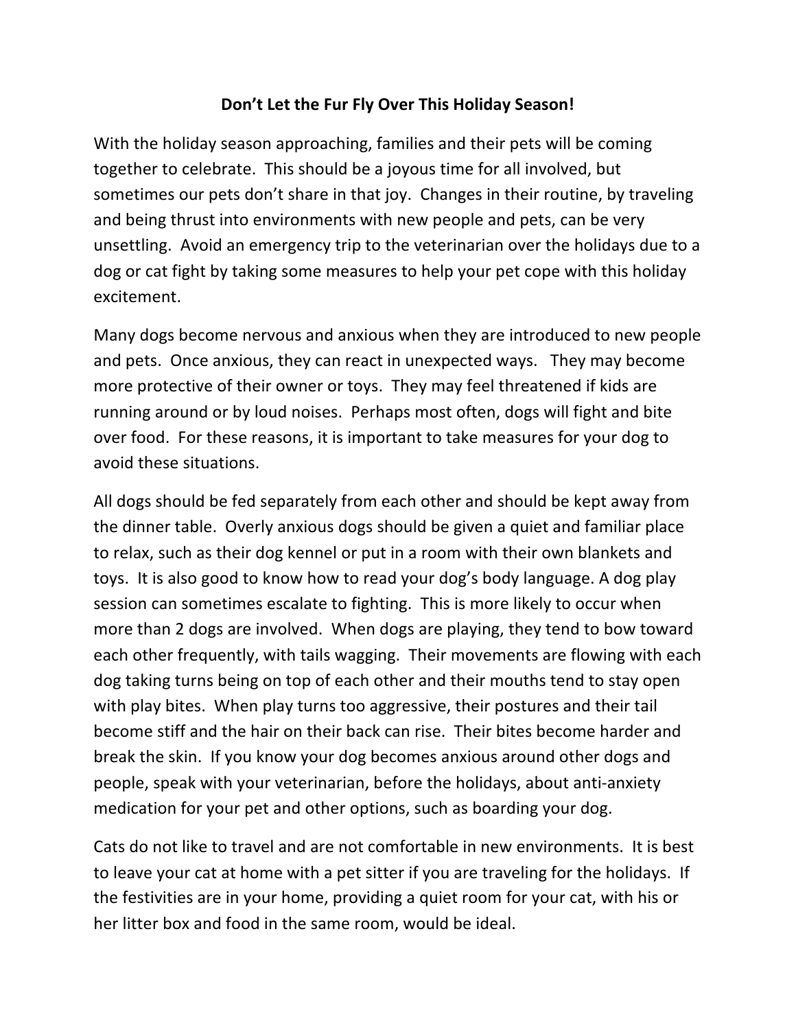# Don't Let the Fur Fly Over This Holiday Season!

With the holiday season approaching, families and their pets will be coming together to celebrate. This should be a joyous time for all involved, but sometimes our pets don't share in that joy. Changes in their routine, by traveling and being thrust into environments with new people and pets, can be very unsettling. Avoid an emergency trip to the veterinarian over the holidays due to a dog or cat fight by taking some measures to help your pet cope with this holiday excitement.

Many dogs become nervous and anxious when they are introduced to new people and pets. Once anxious, they can react in unexpected ways. They may become more protective of their owner or toys. They may feel threatened if kids are running around or by loud noises. Perhaps most often, dogs will fight and bite over food. For these reasons, it is important to take measures for your dog to avoid these situations.

All dogs should be fed separately from each other and should be kept away from the dinner table. Overly anxious dogs should be given a quiet and familiar place to relax, such as their dog kennel or put in a room with their own blankets and toys. It is also good to know how to read your dog's body language. A dog play session can sometimes escalate to fighting. This is more likely to occur when more than 2 dogs are involved. When dogs are playing, they tend to bow toward each other frequently, with tails wagging. Their movements are flowing with each dog taking turns being on top of each other and their mouths tend to stay open with play bites. When play turns too aggressive, their postures and their tail become stiff and the hair on their back can rise. Their bites become harder and break the skin. If you know your dog becomes anxious around other dogs and people, speak with your veterinarian, before the holidays, about anti-anxiety medication for your pet and other options, such as boarding your dog.

Cats do not like to travel and are not comfortable in new environments. It is best to leave your cat at home with a pet sitter if you are traveling for the holidays. If the festivities are in your home, providing a quiet room for your cat, with his or her litter box and food in the same room, would be ideal.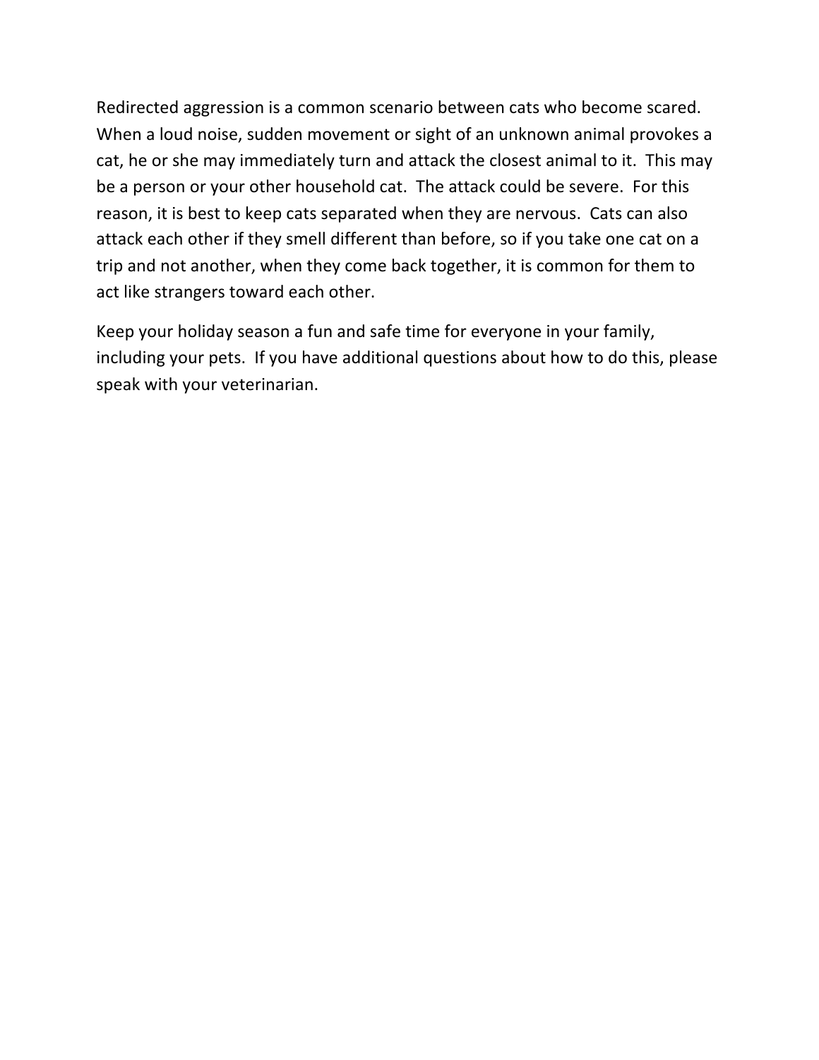Redirected aggression is a common scenario between cats who become scared. When a loud noise, sudden movement or sight of an unknown animal provokes a cat, he or she may immediately turn and attack the closest animal to it. This may be a person or your other household cat. The attack could be severe. For this reason, it is best to keep cats separated when they are nervous. Cats can also attack each other if they smell different than before, so if you take one cat on a trip and not another, when they come back together, it is common for them to act like strangers toward each other.

Keep your holiday season a fun and safe time for everyone in your family, including your pets. If you have additional questions about how to do this, please speak with your veterinarian.